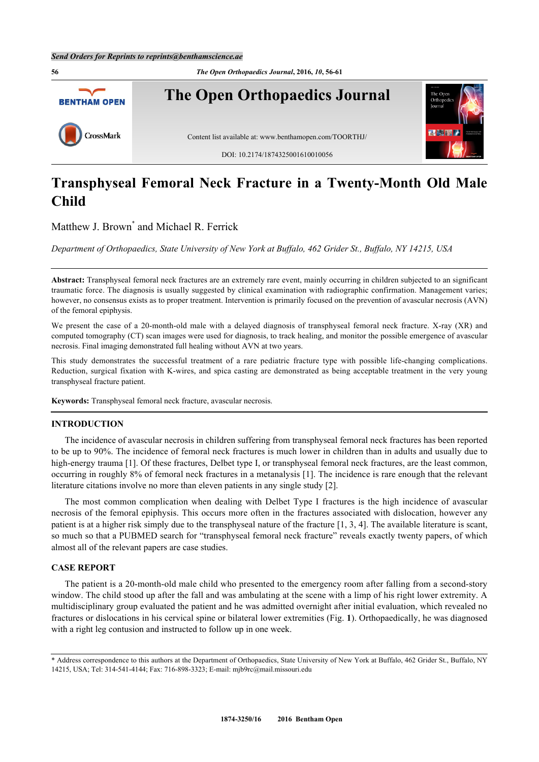# Transphyseal Femoral Neck Fracture in a Twenty-Month Old Male Child

Matthew J. Brown* and Michael R. Ferrick

*Department of Orthopaedics, State University of New York at Buffalo, 462 Grider St., Buffalo, NY 14215, USA*

**Abstract:** Transphyseal femoral neck fractures are an extremely rare event, mainly occurring in children subjected to an significant traumatic force. The diagnosis is usually suggested by clinical examination with radiographic confirmation. Management varies; however, no consensus exists as to proper treatment. Intervention is primarily focused on the prevention of avascular necrosis (AVN) of the femoral epiphysis.

We present the case of a 20-month-old male with a delayed diagnosis of transphyseal femoral neck fracture. X-ray (XR) and computed tomography (CT) scan images were used for diagnosis, to track healing, and monitor the possible emergence of avascular necrosis. Final imaging demonstrated full healing without AVN at two years.

This study demonstrates the successful treatment of a rare pediatric fracture type with possible life-changing complications. Reduction, surgical fixation with K-wires, and spica casting are demonstrated as being acceptable treatment in the very young transphyseal fracture patient.

**Keywords:** Transphyseal femoral neck fracture, avascular necrosis.

## INTRODUCTION

The incidence of avascular necrosis in children suffering from transphyseal femoral neck fractures has been reported to be up to 90%. The incidence of femoral neck fractures is much lower in children than in adults and usually due to high-energy trauma [1]. Of these fractures, Delbet type I, or transphyseal femoral neck fractures, are the least common, occurring in roughly 8% of femoral neck fractures in a metanalysis [1]. The incidence is rare enough that the relevant literature citations involve no more than eleven patients in any single study [2].

The most common complication when dealing with Delbet Type I fractures is the high incidence of avascular necrosis of the femoral epiphysis. This occurs more often in the fractures associated with dislocation, however any patient is at a higher risk simply due to the transphyseal nature of the fracture [1, 3, 4]. The available literature is scant, so much so that a PUBMED search for "transphyseal femoral neck fracture" reveals exactly twenty papers, of which almost all of the relevant papers are case studies.

## CASE REPORT

The patient is a 20-month-old male child who presented to the emergency room after falling from a second-story window. The child stood up after the fall and was ambulating at the scene with a limp of his right lower extremity. A multidisciplinary group evaluated the patient and he was admitted overnight after initial evaluation, which revealed no fractures or dislocations in his cervical spine or bilateral lower extremities (Fig. **1**). Orthopaedically, he was diagnosed with a right leg contusion and instructed to follow up in one week.

* Address correspondence to this authors at the Department of Orthopaedics, State University of New York at Buffalo, 462 Grider St., Buffalo, NY 14215, USA; Tel: 314-541-4144; Fax: 716-898-3323; E-mail: mjb9rc@mail.missouri.edu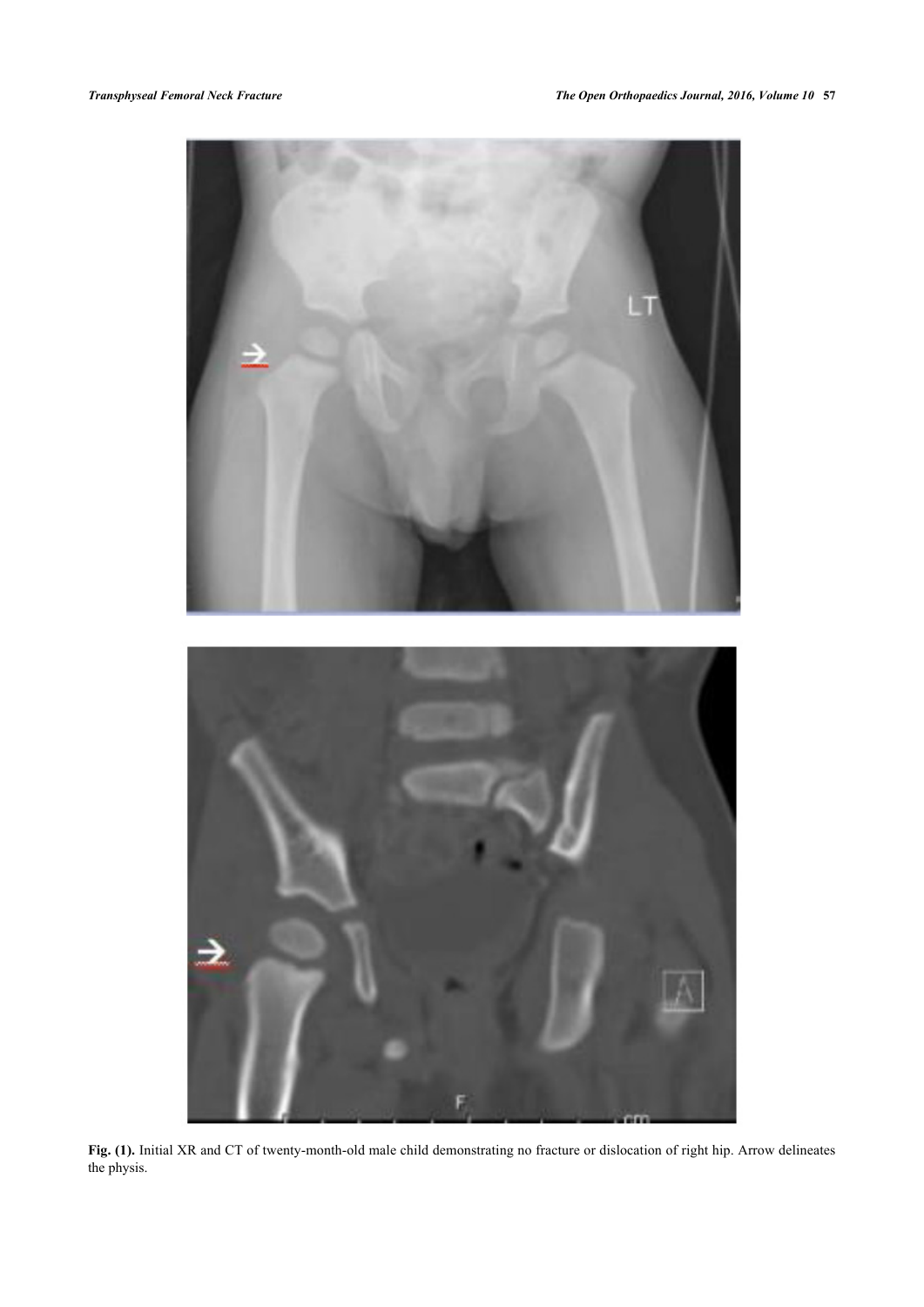**Fig. (1).** Initial XR and CT of twenty-month-old male child demonstrating no fracture or dislocation of right hip. Arrow delineates the physis.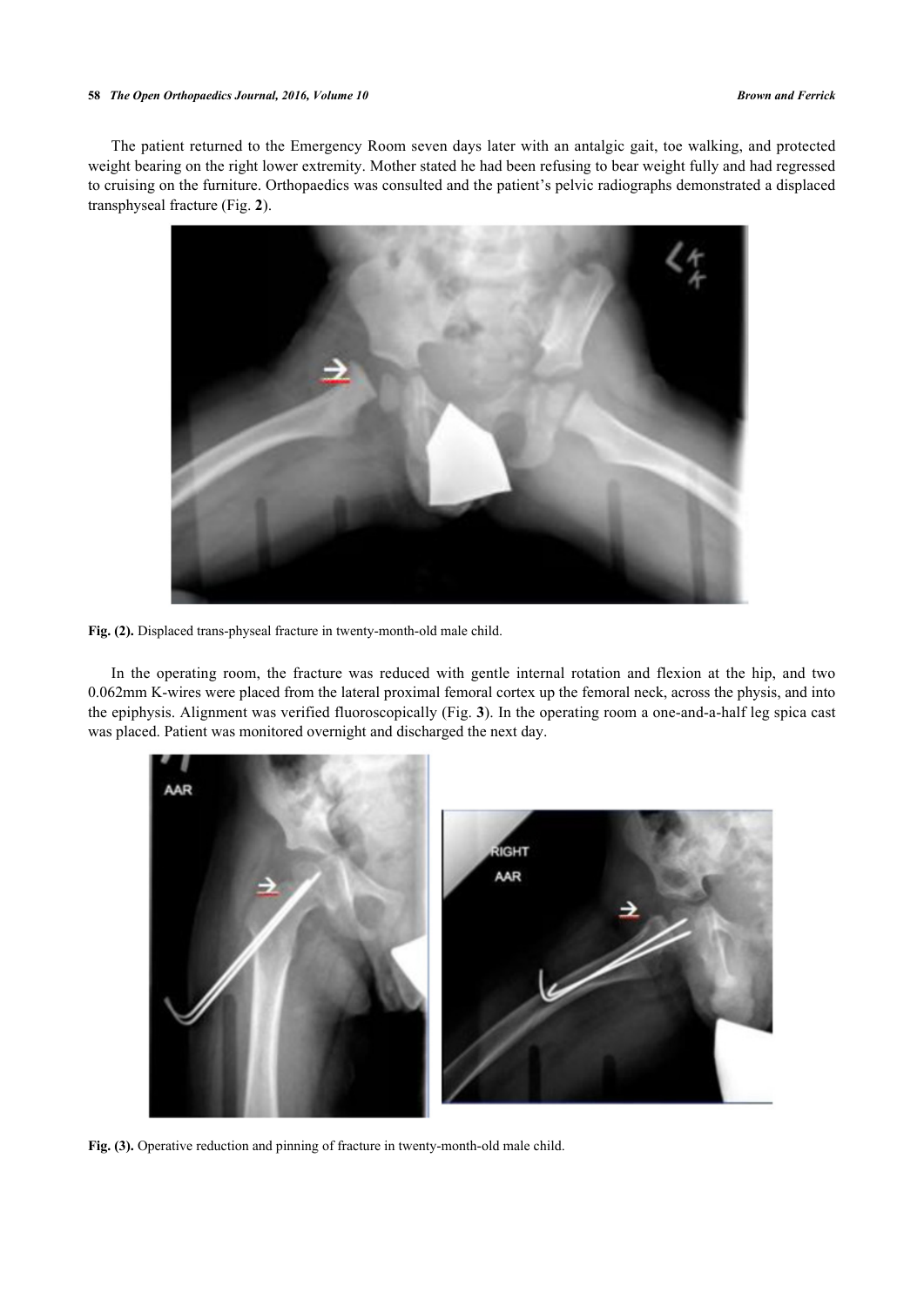The patient returned to the Emergency Room seven days later with an antalgic gait, toe walking, and protected weight bearing on the right lower extremity. Mother stated he had been refusing to bear weight fully and had regressed to cruising on the furniture. Orthopaedics was consulted and the patient's pelvic radiographs demonstrated a displaced transphyseal fracture (Fig. **2**).

**Fig. (2).** Displaced trans-physeal fracture in twenty-month-old male child.

In the operating room, the fracture was reduced with gentle internal rotation and flexion at the hip, and two 0.062mm K-wires were placed from the lateral proximal femoral cortex up the femoral neck, across the physis, and into the epiphysis. Alignment was verified fluoroscopically (Fig. **3**). In the operating room a one-and-a-half leg spica cast was placed. Patient was monitored overnight and discharged the next day.

**Fig. (3).** Operative reduction and pinning of fracture in twenty-month-old male child.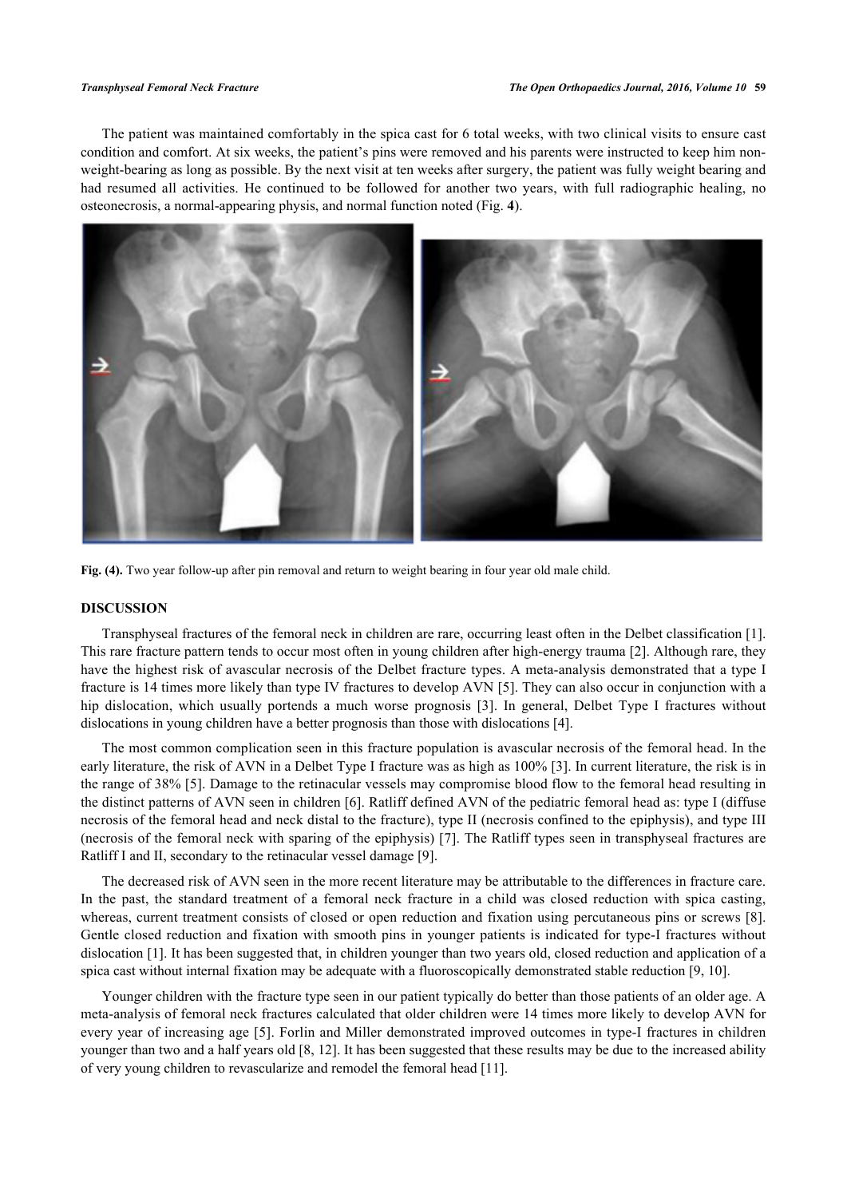The patient was maintained comfortably in the spica cast for 6 total weeks, with two clinical visits to ensure cast condition and comfort. At six weeks, the patient's pins were removed and his parents were instructed to keep him non-weight-bearing as long as possible. By the next visit at ten weeks after surgery, the patient was fully weight bearing and had resumed all activities. He continued to be followed for another two years, with full radiographic healing, no osteonecrosis, a normal-appearing physis, and normal function noted (Fig. **4**).

**Fig. (4).** Two year follow-up after pin removal and return to weight bearing in four year old male child.

## DISCUSSION

Transphyseal fractures of the femoral neck in children are rare, occurring least often in the Delbet classification [1]. This rare fracture pattern tends to occur most often in young children after high-energy trauma [2]. Although rare, they have the highest risk of avascular necrosis of the Delbet fracture types. A meta-analysis demonstrated that a type I fracture is 14 times more likely than type IV fractures to develop AVN [5]. They can also occur in conjunction with a hip dislocation, which usually portends a much worse prognosis [3]. In general, Delbet Type I fractures without dislocations in young children have a better prognosis than those with dislocations [4].

The most common complication seen in this fracture population is avascular necrosis of the femoral head. In the early literature, the risk of AVN in a Delbet Type I fracture was as high as 100% [3]. In current literature, the risk is in the range of 38% [5]. Damage to the retinacular vessels may compromise blood flow to the femoral head resulting in the distinct patterns of AVN seen in children [6]. Ratliff defined AVN of the pediatric femoral head as: type I (diffuse necrosis of the femoral head and neck distal to the fracture), type II (necrosis confined to the epiphysis), and type III (necrosis of the femoral neck with sparing of the epiphysis) [7]. The Ratliff types seen in transphyseal fractures are Ratliff I and II, secondary to the retinacular vessel damage [9].

The decreased risk of AVN seen in the more recent literature may be attributable to the differences in fracture care. In the past, the standard treatment of a femoral neck fracture in a child was closed reduction with spica casting, whereas, current treatment consists of closed or open reduction and fixation using percutaneous pins or screws [8]. Gentle closed reduction and fixation with smooth pins in younger patients is indicated for type-I fractures without dislocation [1]. It has been suggested that, in children younger than two years old, closed reduction and application of a spica cast without internal fixation may be adequate with a fluoroscopically demonstrated stable reduction [9, 10].

Younger children with the fracture type seen in our patient typically do better than those patients of an older age. A meta-analysis of femoral neck fractures calculated that older children were 14 times more likely to develop AVN for every year of increasing age [5]. Forlin and Miller demonstrated improved outcomes in type-I fractures in children younger than two and a half years old [8, 12]. It has been suggested that these results may be due to the increased ability of very young children to revascularize and remodel the femoral head [11].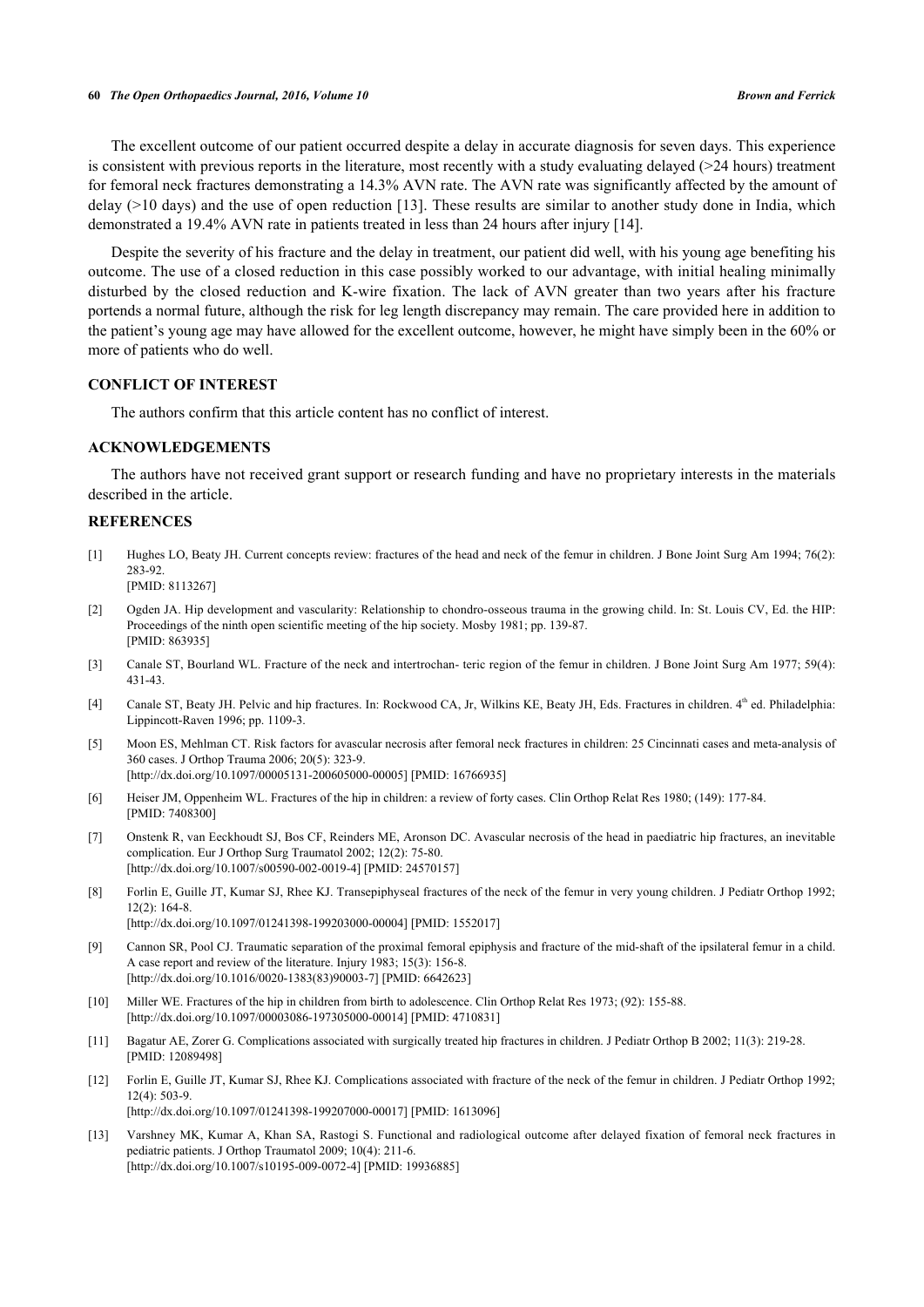The excellent outcome of our patient occurred despite a delay in accurate diagnosis for seven days. This experience is consistent with previous reports in the literature, most recently with a study evaluating delayed (>24 hours) treatment for femoral neck fractures demonstrating a 14.3% AVN rate. The AVN rate was significantly affected by the amount of delay (>10 days) and the use of open reduction [13]. These results are similar to another study done in India, which demonstrated a 19.4% AVN rate in patients treated in less than 24 hours after injury [14].

Despite the severity of his fracture and the delay in treatment, our patient did well, with his young age benefiting his outcome. The use of a closed reduction in this case possibly worked to our advantage, with initial healing minimally disturbed by the closed reduction and K-wire fixation. The lack of AVN greater than two years after his fracture portends a normal future, although the risk for leg length discrepancy may remain. The care provided here in addition to the patient's young age may have allowed for the excellent outcome, however, he might have simply been in the 60% or more of patients who do well.

## CONFLICT OF INTEREST

The authors confirm that this article content has no conflict of interest.

## ACKNOWLEDGEMENTS

The authors have not received grant support or research funding and have no proprietary interests in the materials described in the article.

## REFERENCES

[1] Hughes LO, Beaty JH. Current concepts review: fractures of the head and neck of the femur in children. J Bone Joint Surg Am 1994; 76(2): 283-92.
[PMID: 8113267]

[2] Ogden JA. Hip development and vascularity: Relationship to chondro-osseous trauma in the growing child. In: St. Louis CV, Ed. the HIP: Proceedings of the ninth open scientific meeting of the hip society. Mosby 1981; pp. 139-87.
[PMID: 863935]

[3] Canale ST, Bourland WL. Fracture of the neck and intertrochan- teric region of the femur in children. J Bone Joint Surg Am 1977; 59(4): 431-43.

[4] Canale ST, Beaty JH. Pelvic and hip fractures. In: Rockwood CA, Jr, Wilkins KE, Beaty JH, Eds. Fractures in children. 4th ed. Philadelphia: Lippincott-Raven 1996; pp. 1109-3.

[5] Moon ES, Mehlman CT. Risk factors for avascular necrosis after femoral neck fractures in children: 25 Cincinnati cases and meta-analysis of 360 cases. J Orthop Trauma 2006; 20(5): 323-9.
[http://dx.doi.org/10.1097/00005131-200605000-00005] [PMID: 16766935]

[6] Heiser JM, Oppenheim WL. Fractures of the hip in children: a review of forty cases. Clin Orthop Relat Res 1980; (149): 177-84.
[PMID: 7408300]

[7] Onstenk R, van Eeckhoudt SJ, Bos CF, Reinders ME, Aronson DC. Avascular necrosis of the head in paediatric hip fractures, an inevitable complication. Eur J Orthop Surg Traumatol 2002; 12(2): 75-80.
[http://dx.doi.org/10.1007/s00590-002-0019-4] [PMID: 24570157]

[8] Forlin E, Guille JT, Kumar SJ, Rhee KJ. Transepiphyseal fractures of the neck of the femur in very young children. J Pediatr Orthop 1992; 12(2): 164-8.
[http://dx.doi.org/10.1097/01241398-199203000-00004] [PMID: 1552017]

[9] Cannon SR, Pool CJ. Traumatic separation of the proximal femoral epiphysis and fracture of the mid-shaft of the ipsilateral femur in a child. A case report and review of the literature. Injury 1983; 15(3): 156-8.
[http://dx.doi.org/10.1016/0020-1383(83)90003-7] [PMID: 6642623]

[10] Miller WE. Fractures of the hip in children from birth to adolescence. Clin Orthop Relat Res 1973; (92): 155-88.
[http://dx.doi.org/10.1097/00003086-197305000-00014] [PMID: 4710831]

[11] Bagatur AE, Zorer G. Complications associated with surgically treated hip fractures in children. J Pediatr Orthop B 2002; 11(3): 219-28.
[PMID: 12089498]

[12] Forlin E, Guille JT, Kumar SJ, Rhee KJ. Complications associated with fracture of the neck of the femur in children. J Pediatr Orthop 1992; 12(4): 503-9.
[http://dx.doi.org/10.1097/01241398-199207000-00017] [PMID: 1613096]

[13] Varshney MK, Kumar A, Khan SA, Rastogi S. Functional and radiological outcome after delayed fixation of femoral neck fractures in pediatric patients. J Orthop Traumatol 2009; 10(4): 211-6.
[http://dx.doi.org/10.1007/s10195-009-0072-4] [PMID: 19936885]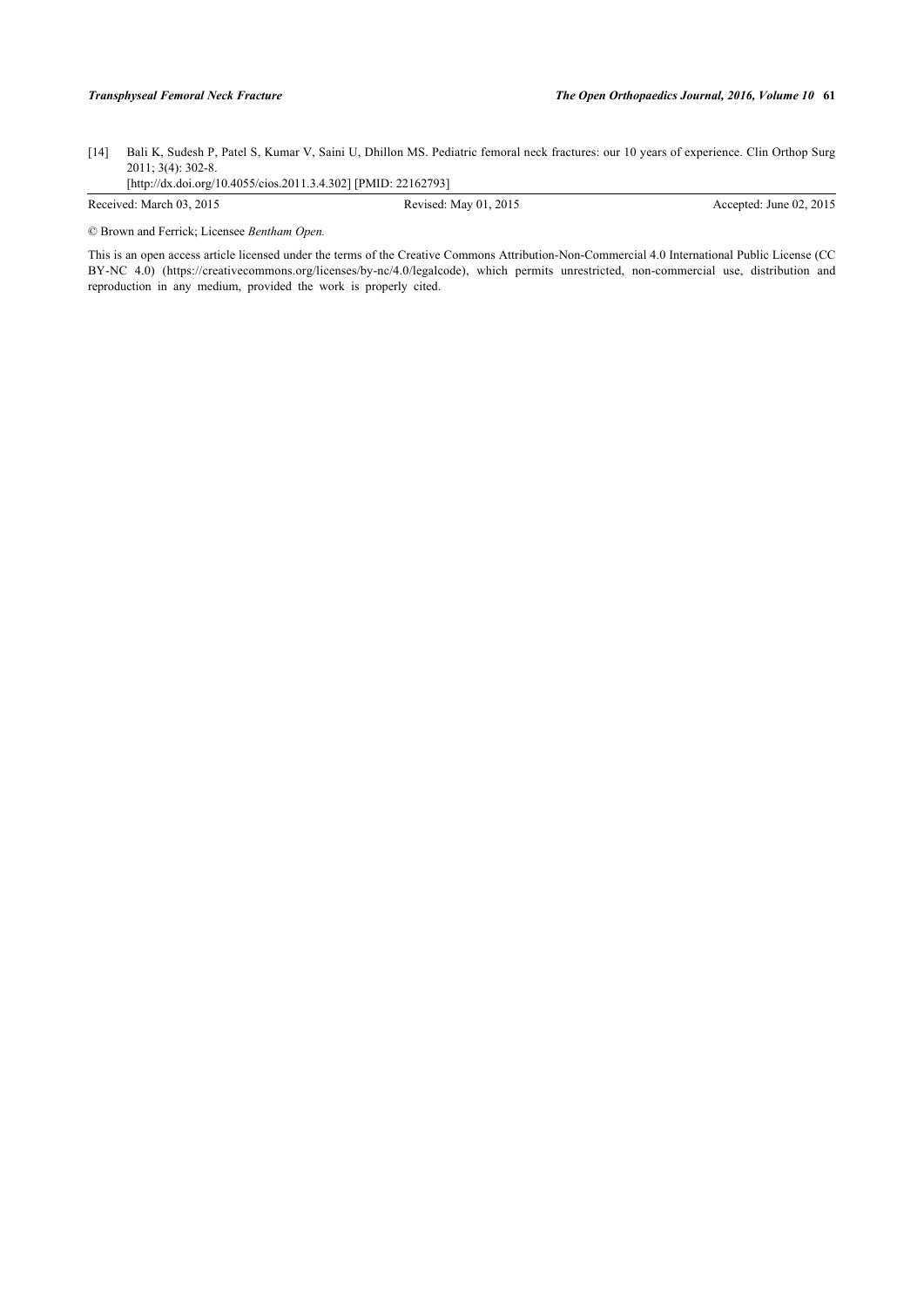[14] Bali K, Sudesh P, Patel S, Kumar V, Saini U, Dhillon MS. Pediatric femoral neck fractures: our 10 years of experience. Clin Orthop Surg 2011; 3(4): 302-8.
[http://dx.doi.org/10.4055/cios.2011.3.4.302] [PMID: 22162793]

Received: March 03, 2015 Revised: May 01, 2015 Accepted: June 02, 2015

© Brown and Ferrick; Licensee *Bentham Open.*

This is an open access article licensed under the terms of the Creative Commons Attribution-Non-Commercial 4.0 International Public License (CC BY-NC 4.0) (https://creativecommons.org/licenses/by-nc/4.0/legalcode), which permits unrestricted, non-commercial use, distribution and reproduction in any medium, provided the work is properly cited.